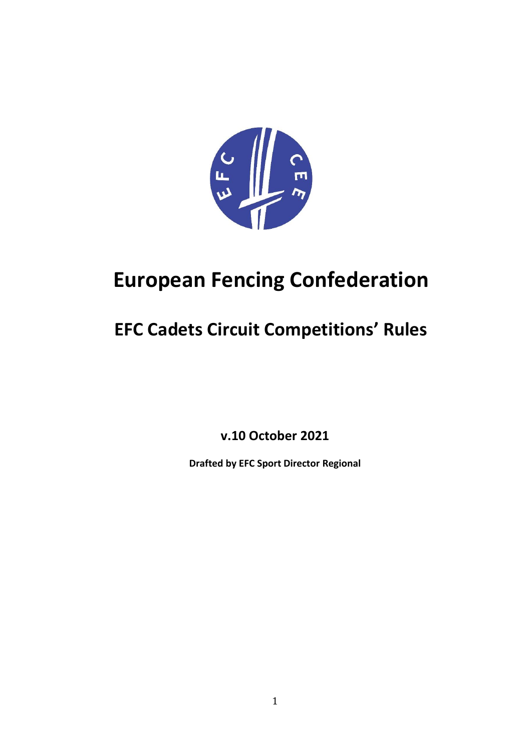# European Fencing Confederation

## EFC Cadets Circuit Competitions' Rules

**v.10 October 2021**

**Drafted by EFC Sport Director Regional**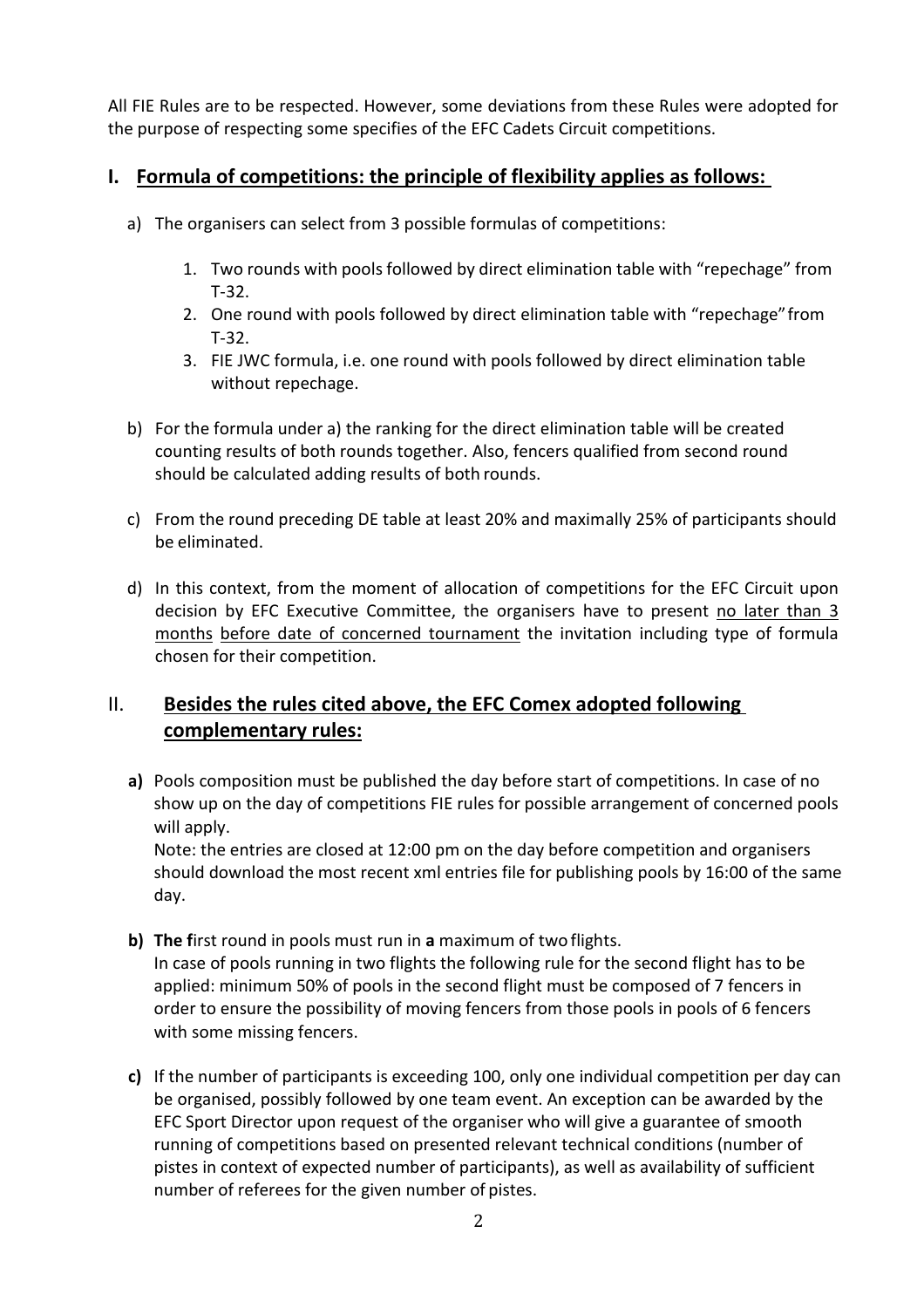All FIE Rules are to be respected. However, some deviations from these Rules were adopted for the purpose of respecting some specifies of the EFC Cadets Circuit competitions.

## I. Formula of competitions: the principle of flexibility applies as follows:

a) The organisers can select from 3 possible formulas of competitions:

1. Two rounds with pools followed by direct elimination table with "repechage" from T-32.
2. One round with pools followed by direct elimination table with "repechage" from T-32.
3. FIE JWC formula, i.e. one round with pools followed by direct elimination table without repechage.

b) For the formula under a) the ranking for the direct elimination table will be created counting results of both rounds together. Also, fencers qualified from second round should be calculated adding results of both rounds.

c) From the round preceding DE table at least 20% and maximally 25% of participants should be eliminated.

d) In this context, from the moment of allocation of competitions for the EFC Circuit upon decision by EFC Executive Committee, the organisers have to present no later than 3 months before date of concerned tournament the invitation including type of formula chosen for their competition.

## II. Besides the rules cited above, the EFC Comex adopted following complementary rules:

**a)** Pools composition must be published the day before start of competitions. In case of no show up on the day of competitions FIE rules for possible arrangement of concerned pools will apply.
Note: the entries are closed at 12:00 pm on the day before competition and organisers should download the most recent xml entries file for publishing pools by 16:00 of the same day.

**b) The f**irst round in pools must run in **a** maximum of two flights.
In case of pools running in two flights the following rule for the second flight has to be applied: minimum 50% of pools in the second flight must be composed of 7 fencers in order to ensure the possibility of moving fencers from those pools in pools of 6 fencers with some missing fencers.

**c)** If the number of participants is exceeding 100, only one individual competition per day can be organised, possibly followed by one team event. An exception can be awarded by the EFC Sport Director upon request of the organiser who will give a guarantee of smooth running of competitions based on presented relevant technical conditions (number of pistes in context of expected number of participants), as well as availability of sufficient number of referees for the given number of pistes.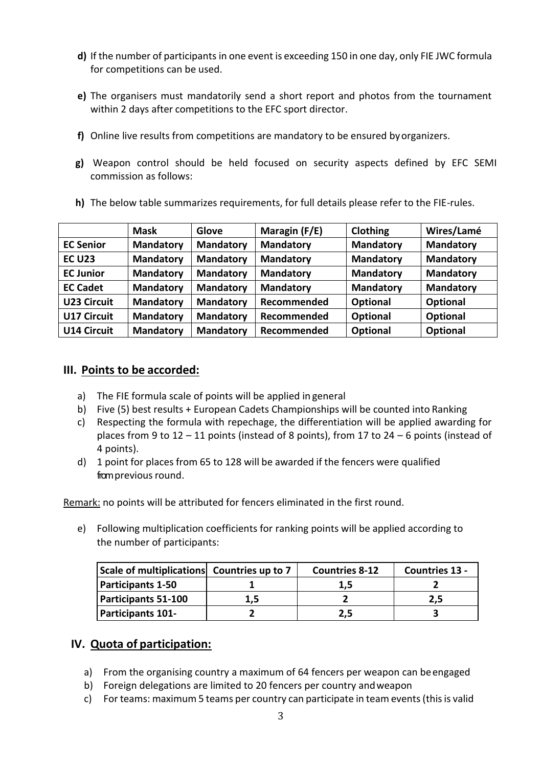**d)** If the number of participants in one event is exceeding 150 in one day, only FIE JWC formula for competitions can be used.

**e)** The organisers must mandatorily send a short report and photos from the tournament within 2 days after competitions to the EFC sport director.

**f)** Online live results from competitions are mandatory to be ensured by organizers.

**g)** Weapon control should be held focused on security aspects defined by EFC SEMI commission as follows:

**h)** The below table summarizes requirements, for full details please refer to the FIE-rules.

| | **Mask** | **Glove** | **Maragin (F/E)** | **Clothing** | **Wires/Lamé** |
|---|---|---|---|---|---|
| **EC Senior** | **Mandatory** | **Mandatory** | **Mandatory** | **Mandatory** | **Mandatory** |
| **EC U23** | **Mandatory** | **Mandatory** | **Mandatory** | **Mandatory** | **Mandatory** |
| **EC Junior** | **Mandatory** | **Mandatory** | **Mandatory** | **Mandatory** | **Mandatory** |
| **EC Cadet** | **Mandatory** | **Mandatory** | **Mandatory** | **Mandatory** | **Mandatory** |
| **U23 Circuit** | **Mandatory** | **Mandatory** | **Recommended** | **Optional** | **Optional** |
| **U17 Circuit** | **Mandatory** | **Mandatory** | **Recommended** | **Optional** | **Optional** |
| **U14 Circuit** | **Mandatory** | **Mandatory** | **Recommended** | **Optional** | **Optional** |

## III. Points to be accorded:

a) The FIE formula scale of points will be applied in general
b) Five (5) best results + European Cadets Championships will be counted into Ranking
c) Respecting the formula with repechage, the differentiation will be applied awarding for places from 9 to 12 – 11 points (instead of 8 points), from 17 to 24 – 6 points (instead of 4 points).
d) 1 point for places from 65 to 128 will be awarded if the fencers were qualified from previous round.

Remark: no points will be attributed for fencers eliminated in the first round.

e) Following multiplication coefficients for ranking points will be applied according to the number of participants:

| **Scale of multiplications** | **Countries up to 7** | **Countries 8-12** | **Countries 13 -** |
|---|---|---|---|
| **Participants 1-50** | **1** | **1,5** | **2** |
| **Participants 51-100** | **1,5** | **2** | **2,5** |
| **Participants 101-** | **2** | **2,5** | **3** |

## IV. Quota of participation:

a) From the organising country a maximum of 64 fencers per weapon can be engaged
b) Foreign delegations are limited to 20 fencers per country and weapon
c) For teams: maximum 5 teams per country can participate in team events (this is valid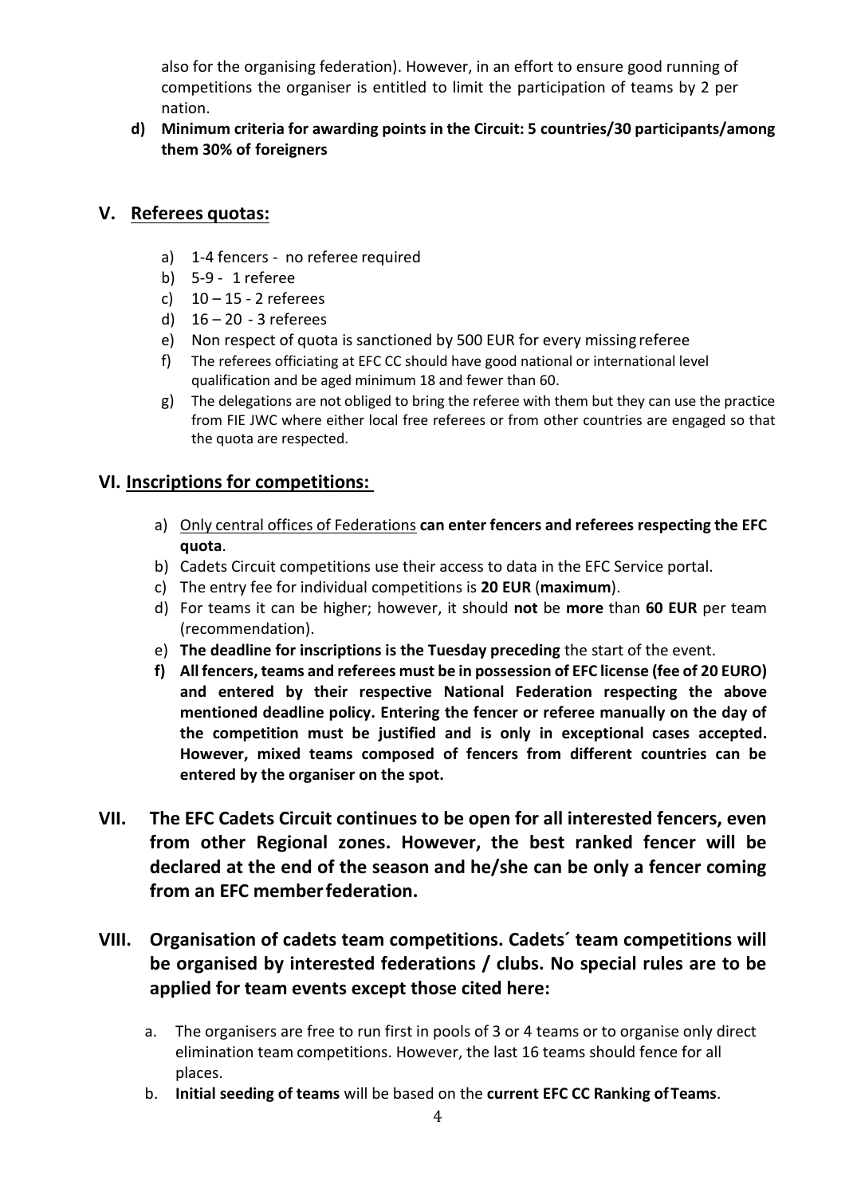also for the organising federation). However, in an effort to ensure good running of competitions the organiser is entitled to limit the participation of teams by 2 per nation.

**d) Minimum criteria for awarding points in the Circuit: 5 countries/30 participants/among them 30% of foreigners**

## V. Referees quotas:

a) 1-4 fencers - no referee required
b) 5-9 - 1 referee
c) 10 – 15 - 2 referees
d) 16 – 20 - 3 referees
e) Non respect of quota is sanctioned by 500 EUR for every missing referee
f) The referees officiating at EFC CC should have good national or international level qualification and be aged minimum 18 and fewer than 60.
g) The delegations are not obliged to bring the referee with them but they can use the practice from FIE JWC where either local free referees or from other countries are engaged so that the quota are respected.

## VI. Inscriptions for competitions:

a) Only central offices of Federations **can enter fencers and referees respecting the EFC quota**.
b) Cadets Circuit competitions use their access to data in the EFC Service portal.
c) The entry fee for individual competitions is **20 EUR** (**maximum**).
d) For teams it can be higher; however, it should **not** be **more** than **60 EUR** per team (recommendation).
e) **The deadline for inscriptions is the Tuesday preceding** the start of the event.
f) **All fencers, teams and referees must be in possession of EFC license (fee of 20 EURO) and entered by their respective National Federation respecting the above mentioned deadline policy. Entering the fencer or referee manually on the day of the competition must be justified and is only in exceptional cases accepted. However, mixed teams composed of fencers from different countries can be entered by the organiser on the spot.**

## VII. The EFC Cadets Circuit continues to be open for all interested fencers, even from other Regional zones. However, the best ranked fencer will be declared at the end of the season and he/she can be only a fencer coming from an EFC member federation.

## VIII. Organisation of cadets team competitions. Cadets´ team competitions will be organised by interested federations / clubs. No special rules are to be applied for team events except those cited here:

a. The organisers are free to run first in pools of 3 or 4 teams or to organise only direct elimination team competitions. However, the last 16 teams should fence for all places.
b. **Initial seeding of teams** will be based on the **current EFC CC Ranking of Teams**.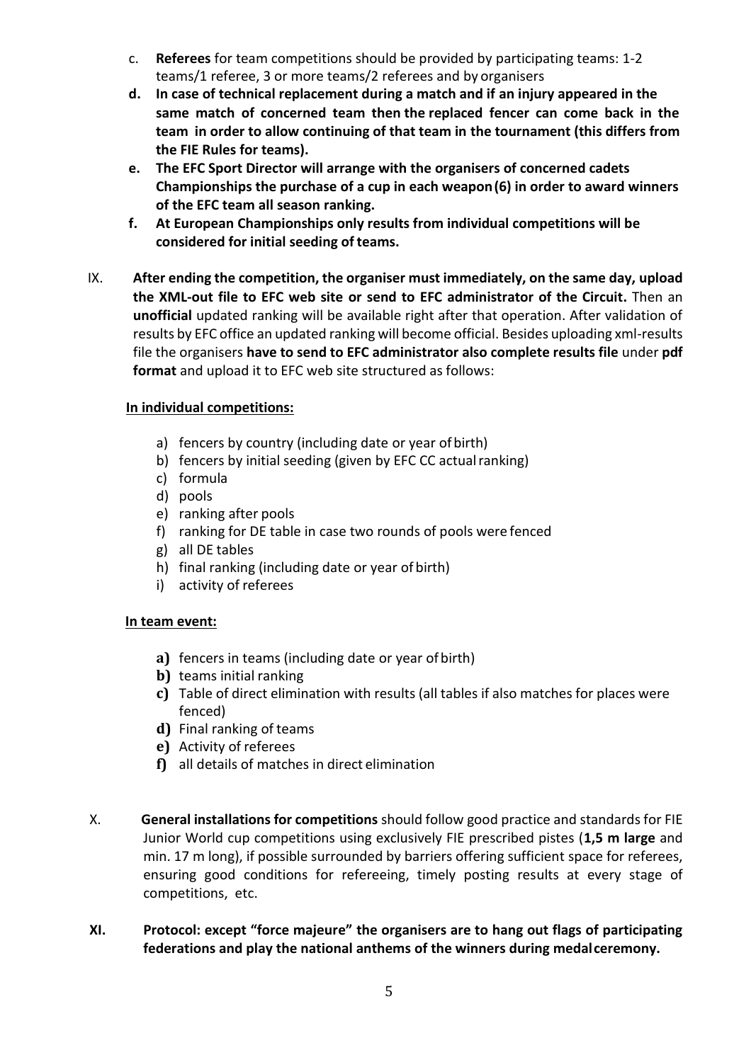c. **Referees** for team competitions should be provided by participating teams: 1-2 teams/1 referee, 3 or more teams/2 referees and by organisers
**d. In case of technical replacement during a match and if an injury appeared in the same match of concerned team then the replaced fencer can come back in the team in order to allow continuing of that team in the tournament (this differs from the FIE Rules for teams).**
**e. The EFC Sport Director will arrange with the organisers of concerned cadets Championships the purchase of a cup in each weapon (6) in order to award winners of the EFC team all season ranking.**
**f. At European Championships only results from individual competitions will be considered for initial seeding of teams.**

IX. **After ending the competition, the organiser must immediately, on the same day, upload the XML-out file to EFC web site or send to EFC administrator of the Circuit.** Then an **unofficial** updated ranking will be available right after that operation. After validation of results by EFC office an updated ranking will become official. Besides uploading xml-results file the organisers **have to send to EFC administrator also complete results file** under **pdf format** and upload it to EFC web site structured as follows:

**In individual competitions:**

a) fencers by country (including date or year of birth)
b) fencers by initial seeding (given by EFC CC actual ranking)
c) formula
d) pools
e) ranking after pools
f) ranking for DE table in case two rounds of pools were fenced
g) all DE tables
h) final ranking (including date or year of birth)
i) activity of referees

**In team event:**

**a)** fencers in teams (including date or year of birth)
**b)** teams initial ranking
**c)** Table of direct elimination with results (all tables if also matches for places were fenced)
**d)** Final ranking of teams
**e)** Activity of referees
**f)** all details of matches in direct elimination

X. **General installations for competitions** should follow good practice and standards for FIE Junior World cup competitions using exclusively FIE prescribed pistes (**1,5 m large** and min. 17 m long), if possible surrounded by barriers offering sufficient space for referees, ensuring good conditions for refereeing, timely posting results at every stage of competitions, etc.

**XI. Protocol: except "force majeure" the organisers are to hang out flags of participating federations and play the national anthems of the winners during medal ceremony.**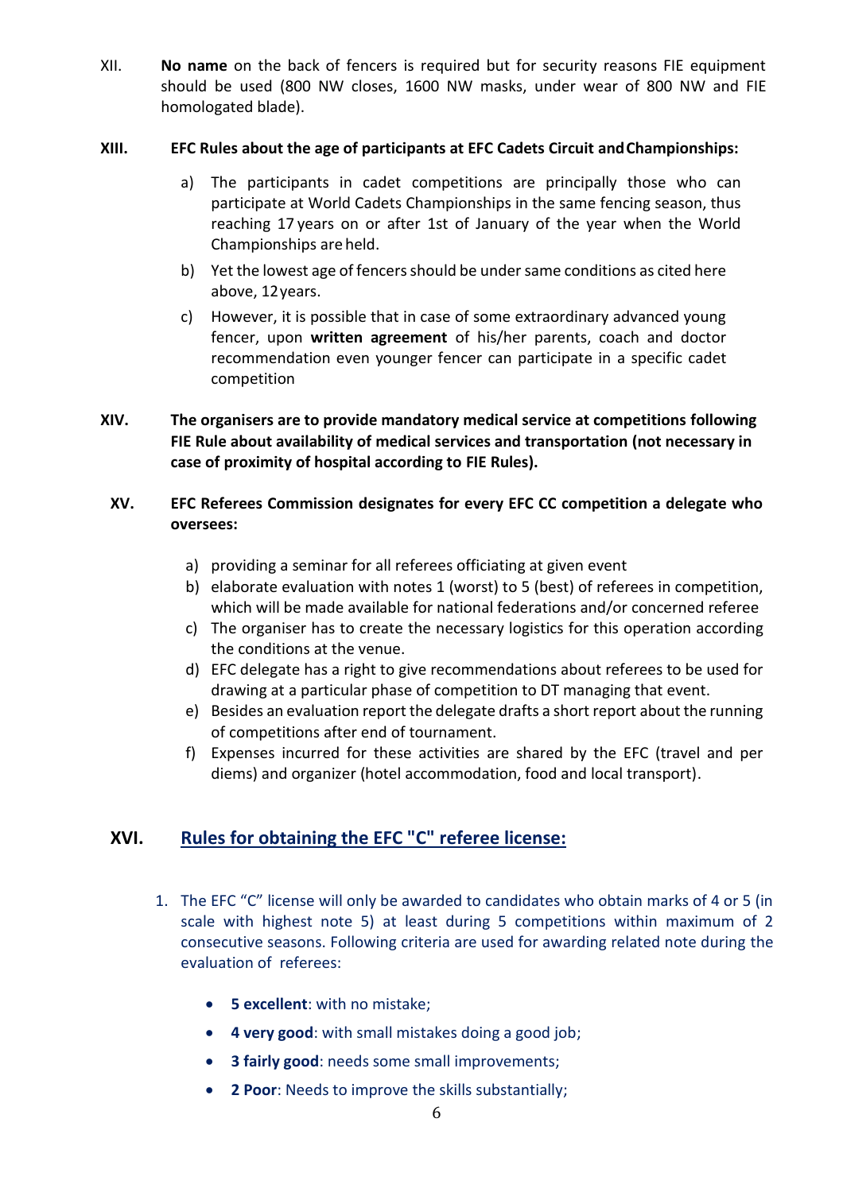XII. **No name** on the back of fencers is required but for security reasons FIE equipment should be used (800 NW closes, 1600 NW masks, under wear of 800 NW and FIE homologated blade).

**XIII. EFC Rules about the age of participants at EFC Cadets Circuit and Championships:**

a) The participants in cadet competitions are principally those who can participate at World Cadets Championships in the same fencing season, thus reaching 17 years on or after 1st of January of the year when the World Championships are held.

b) Yet the lowest age of fencers should be under same conditions as cited here above, 12 years.

c) However, it is possible that in case of some extraordinary advanced young fencer, upon **written agreement** of his/her parents, coach and doctor recommendation even younger fencer can participate in a specific cadet competition

**XIV. The organisers are to provide mandatory medical service at competitions following FIE Rule about availability of medical services and transportation (not necessary in case of proximity of hospital according to FIE Rules).**

**XV. EFC Referees Commission designates for every EFC CC competition a delegate who oversees:**

a) providing a seminar for all referees officiating at given event
b) elaborate evaluation with notes 1 (worst) to 5 (best) of referees in competition, which will be made available for national federations and/or concerned referee
c) The organiser has to create the necessary logistics for this operation according the conditions at the venue.
d) EFC delegate has a right to give recommendations about referees to be used for drawing at a particular phase of competition to DT managing that event.
e) Besides an evaluation report the delegate drafts a short report about the running of competitions after end of tournament.
f) Expenses incurred for these activities are shared by the EFC (travel and per diems) and organizer (hotel accommodation, food and local transport).

## XVI. Rules for obtaining the EFC "C" referee license:

1. The EFC "C" license will only be awarded to candidates who obtain marks of 4 or 5 (in scale with highest note 5) at least during 5 competitions within maximum of 2 consecutive seasons. Following criteria are used for awarding related note during the evaluation of referees:

   - **5 excellent**: with no mistake;
   - **4 very good**: with small mistakes doing a good job;
   - **3 fairly good**: needs some small improvements;
   - **2 Poor**: Needs to improve the skills substantially;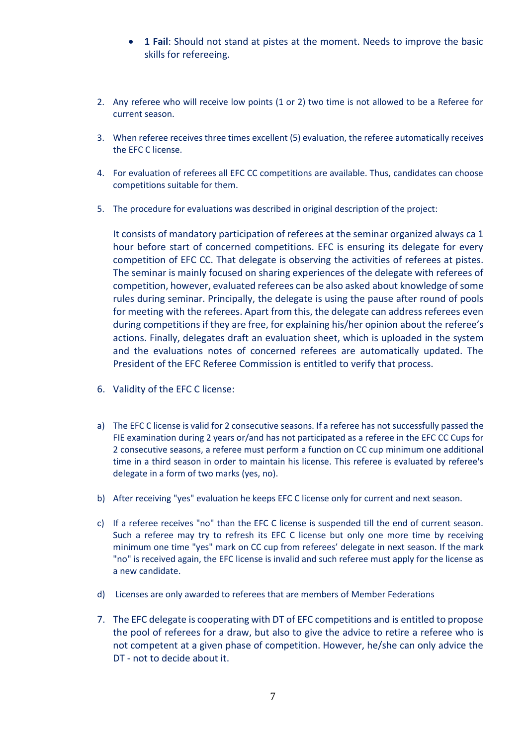- **1 Fail**: Should not stand at pistes at the moment. Needs to improve the basic skills for refereeing.

2. Any referee who will receive low points (1 or 2) two time is not allowed to be a Referee for current season.

3. When referee receives three times excellent (5) evaluation, the referee automatically receives the EFC C license.

4. For evaluation of referees all EFC CC competitions are available. Thus, candidates can choose competitions suitable for them.

5. The procedure for evaluations was described in original description of the project:

   It consists of mandatory participation of referees at the seminar organized always ca 1 hour before start of concerned competitions. EFC is ensuring its delegate for every competition of EFC CC. That delegate is observing the activities of referees at pistes. The seminar is mainly focused on sharing experiences of the delegate with referees of competition, however, evaluated referees can be also asked about knowledge of some rules during seminar. Principally, the delegate is using the pause after round of pools for meeting with the referees. Apart from this, the delegate can address referees even during competitions if they are free, for explaining his/her opinion about the referee's actions. Finally, delegates draft an evaluation sheet, which is uploaded in the system and the evaluations notes of concerned referees are automatically updated. The President of the EFC Referee Commission is entitled to verify that process.

6. Validity of the EFC C license:

a) The EFC C license is valid for 2 consecutive seasons. If a referee has not successfully passed the FIE examination during 2 years or/and has not participated as a referee in the EFC CC Cups for 2 consecutive seasons, a referee must perform a function on CC cup minimum one additional time in a third season in order to maintain his license. This referee is evaluated by referee's delegate in a form of two marks (yes, no).

b) After receiving "yes" evaluation he keeps EFC C license only for current and next season.

c) If a referee receives "no" than the EFC C license is suspended till the end of current season. Such a referee may try to refresh its EFC C license but only one more time by receiving minimum one time "yes" mark on CC cup from referees' delegate in next season. If the mark "no" is received again, the EFC license is invalid and such referee must apply for the license as a new candidate.

d) Licenses are only awarded to referees that are members of Member Federations

7. The EFC delegate is cooperating with DT of EFC competitions and is entitled to propose the pool of referees for a draw, but also to give the advice to retire a referee who is not competent at a given phase of competition. However, he/she can only advice the DT - not to decide about it.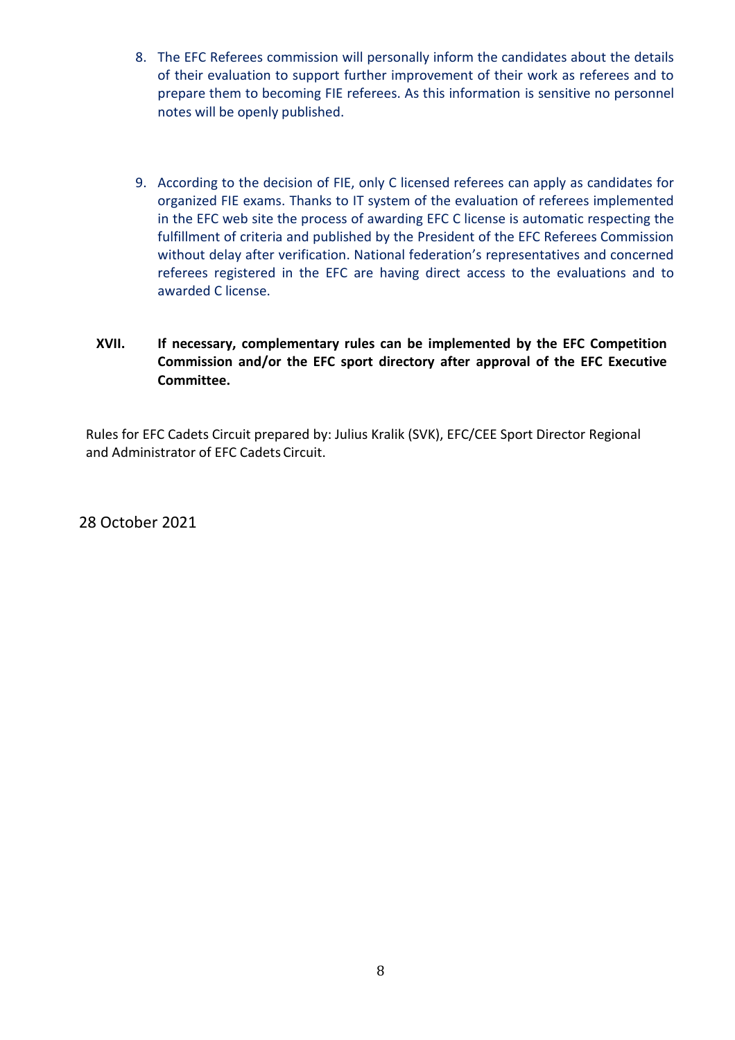8. The EFC Referees commission will personally inform the candidates about the details of their evaluation to support further improvement of their work as referees and to prepare them to becoming FIE referees. As this information is sensitive no personnel notes will be openly published.

9. According to the decision of FIE, only C licensed referees can apply as candidates for organized FIE exams. Thanks to IT system of the evaluation of referees implemented in the EFC web site the process of awarding EFC C license is automatic respecting the fulfillment of criteria and published by the President of the EFC Referees Commission without delay after verification. National federation's representatives and concerned referees registered in the EFC are having direct access to the evaluations and to awarded C license.

**XVII. If necessary, complementary rules can be implemented by the EFC Competition Commission and/or the EFC sport directory after approval of the EFC Executive Committee.**

Rules for EFC Cadets Circuit prepared by: Julius Kralik (SVK), EFC/CEE Sport Director Regional and Administrator of EFC Cadets Circuit.

28 October 2021